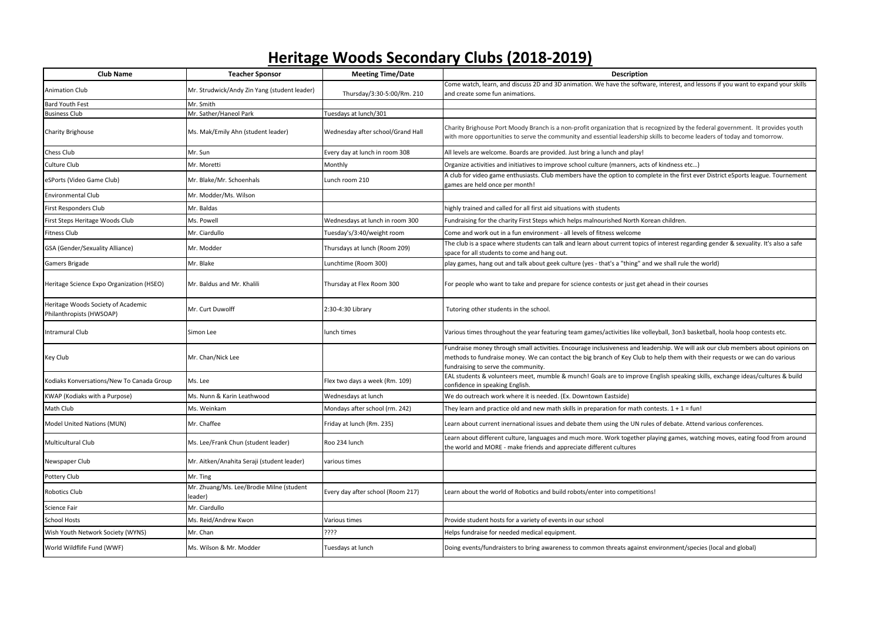# Heritage Woods Secondary Clubs (2018-2019)

| Club Name | Teacher Sponsor | Meeting Time/Date | Description |
|---|---|---|---|
| Animation Club | Mr. Strudwick/Andy Zin Yang (student leader) | Thursday/3:30-5:00/Rm. 210 | Come watch, learn, and discuss 2D and 3D animation. We have the software, interest, and lessons if you want to expand your skills and create some fun animations. |
| Bard Youth Fest | Mr. Smith | | |
| Business Club | Mr. Sather/Haneol Park | Tuesdays at lunch/301 | |
| Charity Brighouse | Ms. Mak/Emily Ahn (student leader) | Wednesday after school/Grand Hall | Charity Brighouse Port Moody Branch is a non-profit organization that is recognized by the federal government. It provides youth with more opportunities to serve the community and essential leadership skills to become leaders of today and tomorrow. |
| Chess Club | Mr. Sun | Every day at lunch in room 308 | All levels are welcome. Boards are provided. Just bring a lunch and play! |
| Culture Club | Mr. Moretti | Monthly | Organize activities and initiatives to improve school culture (manners, acts of kindness etc...) |
| eSPorts (Video Game Club) | Mr. Blake/Mr. Schoenhals | Lunch room 210 | A club for video game enthusiasts. Club members have the option to complete in the first ever District eSports league. Tournement games are held once per month! |
| Environmental Club | Mr. Modder/Ms. Wilson | | |
| First Responders Club | Mr. Baldas | | highly trained and called for all first aid situations with students |
| First Steps Heritage Woods Club | Ms. Powell | Wednesdays at lunch in room 300 | Fundraising for the charity First Steps which helps malnourished North Korean children. |
| Fitness Club | Mr. Ciardullo | Tuesday's/3:40/weight room | Come and work out in a fun environment - all levels of fitness welcome |
| GSA (Gender/Sexuality Alliance) | Mr. Modder | Thursdays at lunch (Room 209) | The club is a space where students can talk and learn about current topics of interest regarding gender & sexuality. It's also a safe space for all students to come and hang out. |
| Gamers Brigade | Mr. Blake | Lunchtime (Room 300) | play games, hang out and talk about geek culture (yes - that's a "thing" and we shall rule the world) |
| Heritage Science Expo Organization (HSEO) | Mr. Baldus and Mr. Khalili | Thursday at Flex Room 300 | For people who want to take and prepare for science contests or just get ahead in their courses |
| Heritage Woods Society of Academic Philanthropists (HWSOAP) | Mr. Curt Duwolff | 2:30-4:30 Library | Tutoring other students in the school. |
| Intramural Club | Simon Lee | lunch times | Various times throughout the year featuring team games/activities like volleyball, 3on3 basketball, hoola hoop contests etc. |
| Key Club | Mr. Chan/Nick Lee | | Fundraise money through small activities. Encourage inclusiveness and leadership. We will ask our club members about opinions on methods to fundraise money. We can contact the big branch of Key Club to help them with their requests or we can do various fundraising to serve the community. |
| Kodiaks Konversations/New To Canada Group | Ms. Lee | Flex two days a week (Rm. 109) | EAL students & volunteers meet, mumble & munch! Goals are to improve English speaking skills, exchange ideas/cultures & build confidence in speaking English. |
| KWAP (Kodiaks with a Purpose) | Ms. Nunn & Karin Leathwood | Wednesdays at lunch | We do outreach work where it is needed. (Ex. Downtown Eastside) |
| Math Club | Ms. Weinkam | Mondays after school (rm. 242) | They learn and practice old and new math skills in preparation for math contests. 1 + 1 = fun! |
| Model United Nations (MUN) | Mr. Chaffee | Friday at lunch (Rm. 235) | Learn about current inernational issues and debate them using the UN rules of debate. Attend various conferences. |
| Multicultural Club | Ms. Lee/Frank Chun (student leader) | Roo 234 lunch | Learn about different culture, languages and much more. Work together playing games, watching moves, eating food from around the world and MORE - make friends and appreciate different cultures |
| Newspaper Club | Mr. Aitken/Anahita Seraji (student leader) | various times | |
| Pottery Club | Mr. Ting | | |
| Robotics Club | Mr. Zhuang/Ms. Lee/Brodie Milne (student leader) | Every day after school (Room 217) | Learn about the world of Robotics and build robots/enter into competitions! |
| Science Fair | Mr. Ciardullo | | |
| School Hosts | Ms. Reid/Andrew Kwon | Various times | Provide student hosts for a variety of events in our school |
| Wish Youth Network Society (WYNS) | Mr. Chan | ???? | Helps fundraise for needed medical equipment. |
| World Wildflife Fund (WWF) | Ms. Wilson & Mr. Modder | Tuesdays at lunch | Doing events/fundraisters to bring awareness to common threats against environment/species (local and global) |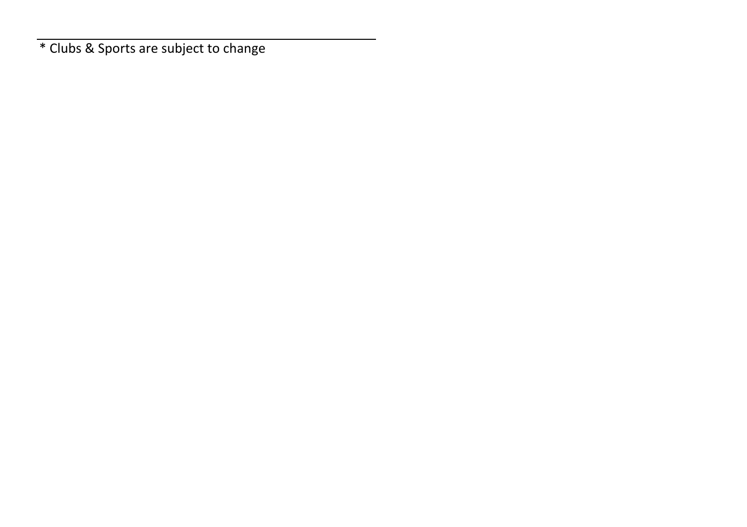* Clubs & Sports are subject to change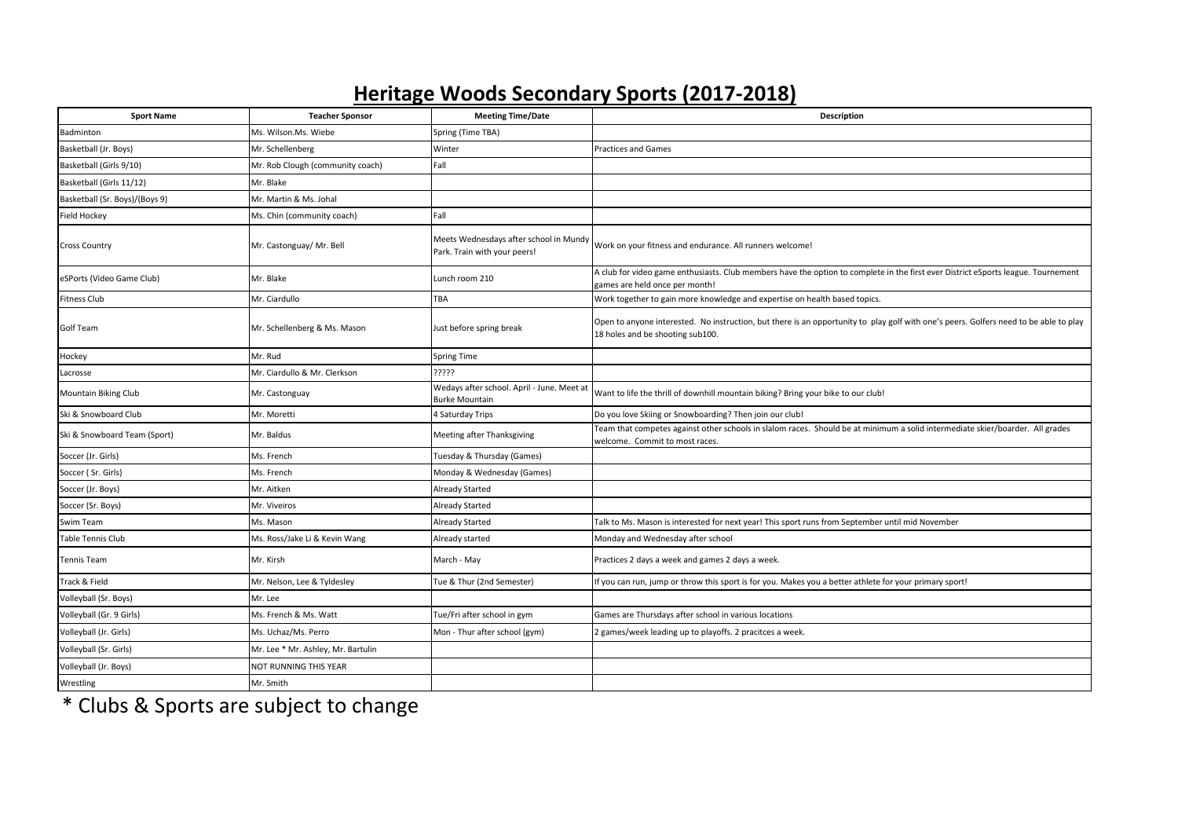# **Heritage Woods Secondary Sports (2017-2018)**

| Sport Name | Teacher Sponsor | Meeting Time/Date | Description |
|---|---|---|---|
| Badminton | Ms. Wilson.Ms. Wiebe | Spring (Time TBA) | |
| Basketball (Jr. Boys) | Mr. Schellenberg | Winter | Practices and Games |
| Basketball (Girls 9/10) | Mr. Rob Clough (community coach) | Fall | |
| Basketball (Girls 11/12) | Mr. Blake | | |
| Basketball (Sr. Boys)/(Boys 9) | Mr. Martin & Ms. Johal | | |
| Field Hockey | Ms. Chin (community coach) | Fall | |
| Cross Country | Mr. Castonguay/ Mr. Bell | Meets Wednesdays after school in Mundy Park. Train with your peers! | Work on your fitness and endurance. All runners welcome! |
| eSPorts (Video Game Club) | Mr. Blake | Lunch room 210 | A club for video game enthusiasts. Club members have the option to complete in the first ever District eSports league. Tournement games are held once per month! |
| Fitness Club | Mr. Ciardullo | TBA | Work together to gain more knowledge and expertise on health based topics. |
| Golf Team | Mr. Schellenberg & Ms. Mason | Just before spring break | Open to anyone interested. No instruction, but there is an opportunity to play golf with one's peers. Golfers need to be able to play 18 holes and be shooting sub100. |
| Hockey | Mr. Rud | Spring Time | |
| Lacrosse | Mr. Ciardullo & Mr. Clerkson | ????? | |
| Mountain Biking Club | Mr. Castonguay | Wedays after school. April - June. Meet at Burke Mountain | Want to life the thrill of downhill mountain biking? Bring your bike to our club! |
| Ski & Snowboard Club | Mr. Moretti | 4 Saturday Trips | Do you love Skiing or Snowboarding? Then join our club! |
| Ski & Snowboard Team (Sport) | Mr. Baldus | Meeting after Thanksgiving | Team that competes against other schools in slalom races. Should be at minimum a solid intermediate skier/boarder. All grades welcome. Commit to most races. |
| Soccer (Jr. Girls) | Ms. French | Tuesday & Thursday (Games) | |
| Soccer ( Sr. Girls) | Ms. French | Monday & Wednesday (Games) | |
| Soccer (Jr. Boys) | Mr. Aitken | Already Started | |
| Soccer (Sr. Boys) | Mr. Viveiros | Already Started | |
| Swim Team | Ms. Mason | Already Started | Talk to Ms. Mason is interested for next year! This sport runs from September until mid November |
| Table Tennis Club | Ms. Ross/Jake Li & Kevin Wang | Already started | Monday and Wednesday after school |
| Tennis Team | Mr. Kirsh | March - May | Practices 2 days a week and games 2 days a week. |
| Track & Field | Mr. Nelson, Lee & Tyldesley | Tue & Thur (2nd Semester) | If you can run, jump or throw this sport is for you. Makes you a better athlete for your primary sport! |
| Volleyball (Sr. Boys) | Mr. Lee | | |
| Volleyball (Gr. 9 Girls) | Ms. French & Ms. Watt | Tue/Fri after school in gym | Games are Thursdays after school in various locations |
| Volleyball (Jr. Girls) | Ms. Uchaz/Ms. Perro | Mon - Thur after school (gym) | 2 games/week leading up to playoffs. 2 pracitces a week. |
| Volleyball (Sr. Girls) | Mr. Lee * Mr. Ashley, Mr. Bartulin | | |
| Volleyball (Jr. Boys) | NOT RUNNING THIS YEAR | | |
| Wrestling | Mr. Smith | | |

\* Clubs & Sports are subject to change